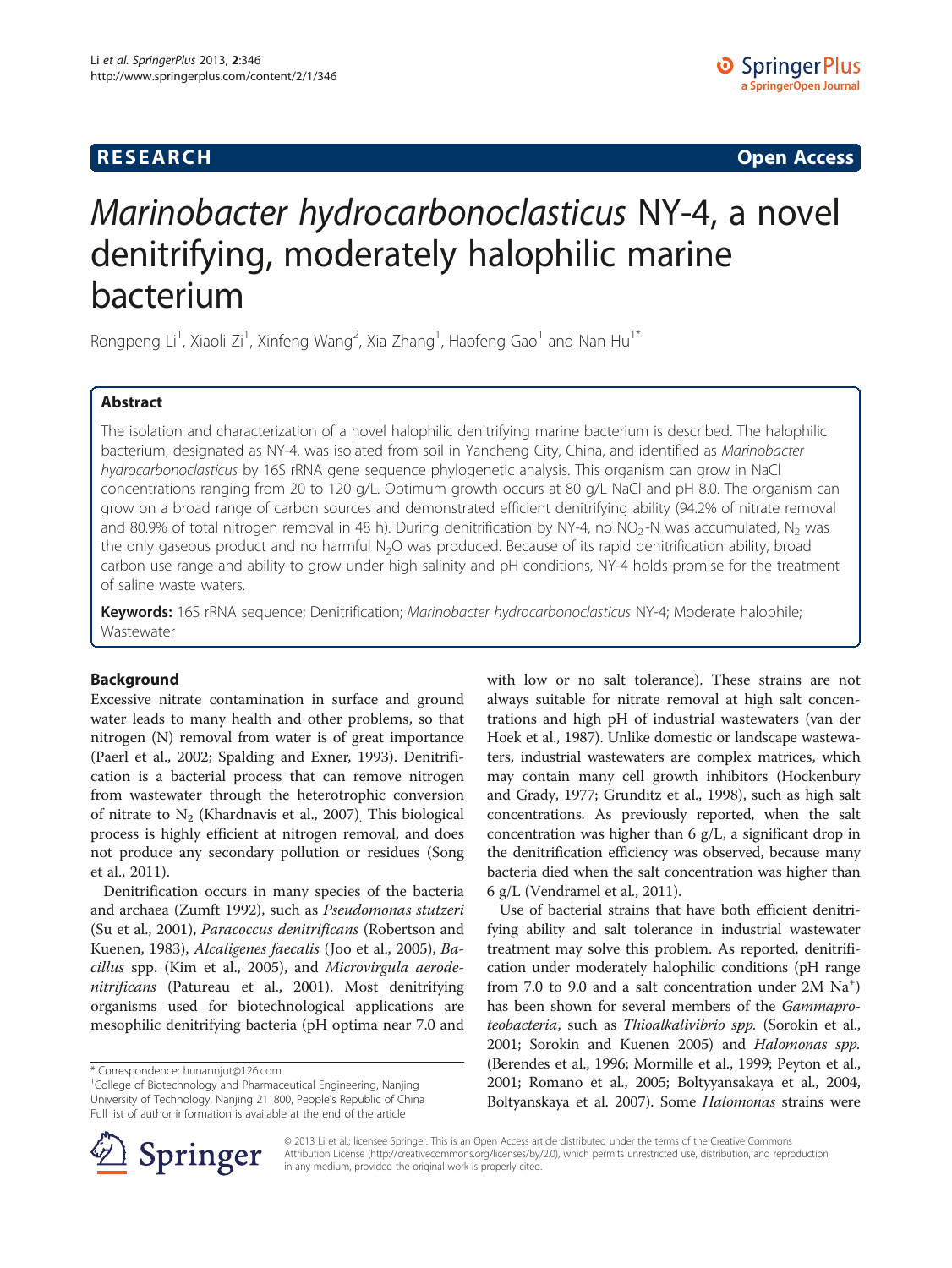**RESEARCH** **Open Access**

# *Marinobacter hydrocarbonoclasticus* NY-4, a novel denitrifying, moderately halophilic marine bacterium

Rongpeng Li[1], Xiaoli Zi[1], Xinfeng Wang[2], Xia Zhang[1], Haofeng Gao[1] and Nan Hu[1*]

## Abstract

The isolation and characterization of a novel halophilic denitrifying marine bacterium is described. The halophilic bacterium, designated as NY-4, was isolated from soil in Yancheng City, China, and identified as *Marinobacter hydrocarbonoclasticus* by 16S rRNA gene sequence phylogenetic analysis. This organism can grow in NaCl concentrations ranging from 20 to 120 g/L. Optimum growth occurs at 80 g/L NaCl and pH 8.0. The organism can grow on a broad range of carbon sources and demonstrated efficient denitrifying ability (94.2% of nitrate removal and 80.9% of total nitrogen removal in 48 h). During denitrification by NY-4, no $NO_2^-$-N was accumulated, $N_2$ was the only gaseous product and no harmful $N_2O$ was produced. Because of its rapid denitrification ability, broad carbon use range and ability to grow under high salinity and pH conditions, NY-4 holds promise for the treatment of saline waste waters.

**Keywords:** 16S rRNA sequence; Denitrification; *Marinobacter hydrocarbonoclasticus* NY-4; Moderate halophile; Wastewater

## Background

Excessive nitrate contamination in surface and ground water leads to many health and other problems, so that nitrogen (N) removal from water is of great importance (Paerl et al., 2002; Spalding and Exner, 1993). Denitrification is a bacterial process that can remove nitrogen from wastewater through the heterotrophic conversion of nitrate to $N_2$ (Khardnavis et al., 2007). This biological process is highly efficient at nitrogen removal, and does not produce any secondary pollution or residues (Song et al., 2011).

Denitrification occurs in many species of the bacteria and archaea (Zumft 1992), such as *Pseudomonas stutzeri* (Su et al., 2001), *Paracoccus denitrificans* (Robertson and Kuenen, 1983), *Alcaligenes faecalis* (Joo et al., 2005), *Bacillus* spp. (Kim et al., 2005), and *Microvirgula aerodenitrificans* (Patureau et al., 2001). Most denitrifying organisms used for biotechnological applications are mesophilic denitrifying bacteria (pH optima near 7.0 and with low or no salt tolerance). These strains are not always suitable for nitrate removal at high salt concentrations and high pH of industrial wastewaters (van der Hoek et al., 1987). Unlike domestic or landscape wastewaters, industrial wastewaters are complex matrices, which may contain many cell growth inhibitors (Hockenbury and Grady, 1977; Grunditz et al., 1998), such as high salt concentrations. As previously reported, when the salt concentration was higher than 6 g/L, a significant drop in the denitrification efficiency was observed, because many bacteria died when the salt concentration was higher than 6 g/L (Vendramel et al., 2011).

Use of bacterial strains that have both efficient denitrifying ability and salt tolerance in industrial wastewater treatment may solve this problem. As reported, denitrification under moderately halophilic conditions (pH range from 7.0 to 9.0 and a salt concentration under 2M $Na^+$) has been shown for several members of the *Gammaproteobacteria*, such as *Thioalkalivibrio spp.* (Sorokin et al., 2001; Sorokin and Kuenen 2005) and *Halomonas spp.* (Berendes et al., 1996; Mormille et al., 1999; Peyton et al., 2001; Romano et al., 2005; Boltyyansakaya et al., 2004, Boltyanskaya et al. 2007). Some *Halomonas* strains were

\* Correspondence: hunannjut@126.com
[1]College of Biotechnology and Pharmaceutical Engineering, Nanjing University of Technology, Nanjing 211800, People's Republic of China
Full list of author information is available at the end of the article

© 2013 Li et al.; licensee Springer. This is an Open Access article distributed under the terms of the Creative Commons Attribution License (http://creativecommons.org/licenses/by/2.0), which permits unrestricted use, distribution, and reproduction in any medium, provided the original work is properly cited.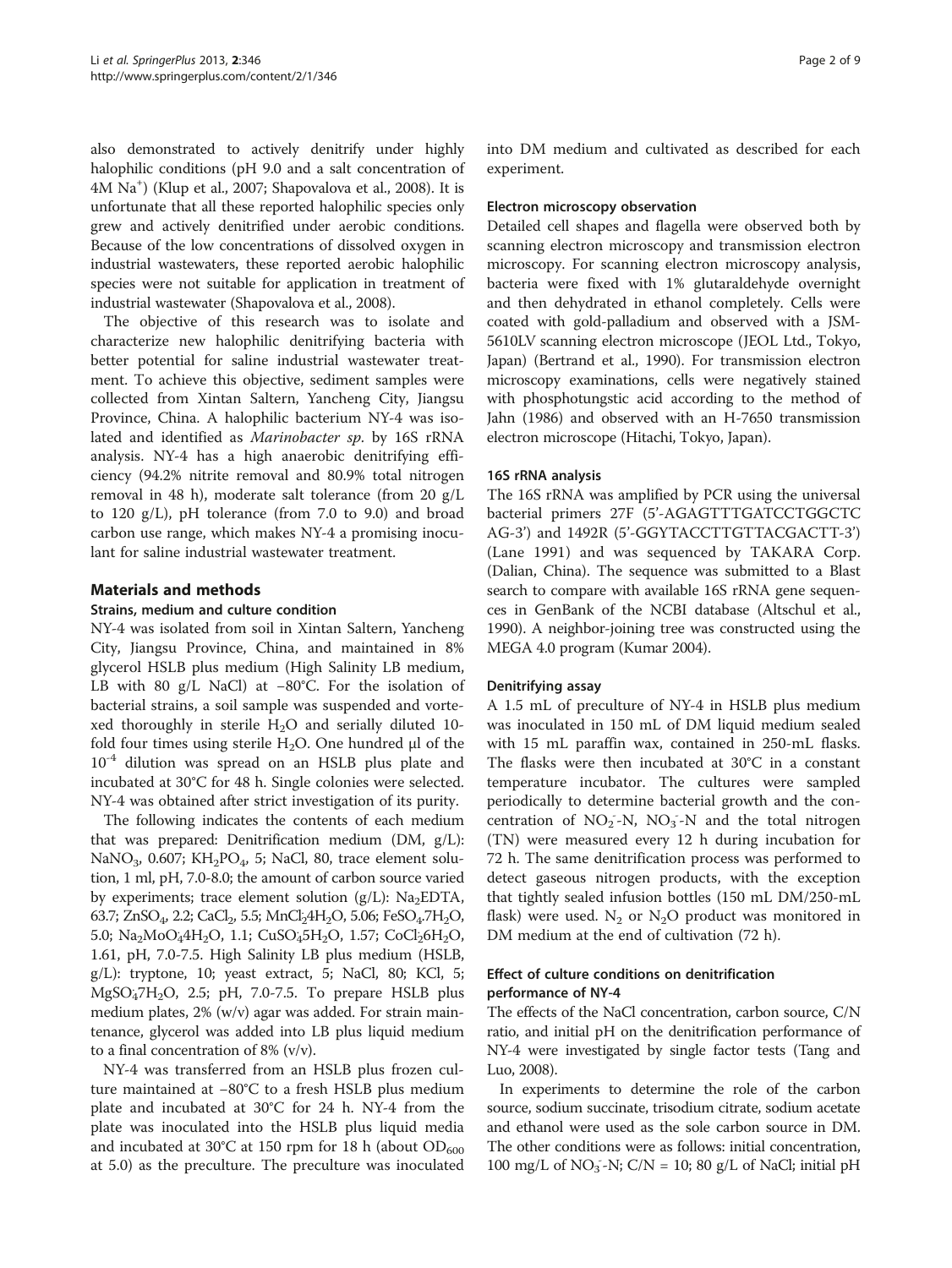also demonstrated to actively denitrify under highly halophilic conditions (pH 9.0 and a salt concentration of 4M $Na^+$) (Klup et al., 2007; Shapovalova et al., 2008). It is unfortunate that all these reported halophilic species only grew and actively denitrified under aerobic conditions. Because of the low concentrations of dissolved oxygen in industrial wastewaters, these reported aerobic halophilic species were not suitable for application in treatment of industrial wastewater (Shapovalova et al., 2008).

The objective of this research was to isolate and characterize new halophilic denitrifying bacteria with better potential for saline industrial wastewater treatment. To achieve this objective, sediment samples were collected from Xintan Saltern, Yancheng City, Jiangsu Province, China. A halophilic bacterium NY-4 was isolated and identified as *Marinobacter sp.* by 16S rRNA analysis. NY-4 has a high anaerobic denitrifying efficiency (94.2% nitrite removal and 80.9% total nitrogen removal in 48 h), moderate salt tolerance (from 20 g/L to 120 g/L), pH tolerance (from 7.0 to 9.0) and broad carbon use range, which makes NY-4 a promising inoculant for saline industrial wastewater treatment.

## Materials and methods

### Strains, medium and culture condition

NY-4 was isolated from soil in Xintan Saltern, Yancheng City, Jiangsu Province, China, and maintained in 8% glycerol HSLB plus medium (High Salinity LB medium, LB with 80 g/L NaCl) at −80°C. For the isolation of bacterial strains, a soil sample was suspended and vortexed thoroughly in sterile $H_2O$ and serially diluted 10-fold four times using sterile $H_2O$. One hundred μl of the $10^{-4}$ dilution was spread on an HSLB plus plate and incubated at 30°C for 48 h. Single colonies were selected. NY-4 was obtained after strict investigation of its purity.

The following indicates the contents of each medium that was prepared: Denitrification medium (DM, g/L): $NaNO_3$, 0.607; $KH_2PO_4$, 5; NaCl, 80, trace element solution, 1 ml, pH, 7.0-8.0; the amount of carbon source varied by experiments; trace element solution (g/L): $Na_2EDTA$, 63.7; $ZnSO_4$, 2.2; $CaCl_2$, 5.5; $MnCl_2 4H_2O$, 5.06; $FeSO_4.7H_2O$, 5.0; $Na_2MoO_4 4H_2O$, 1.1; $CuSO_4 5H_2O$, 1.57; $CoCl_2 6H_2O$, 1.61, pH, 7.0-7.5. High Salinity LB plus medium (HSLB, g/L): tryptone, 10; yeast extract, 5; NaCl, 80; KCl, 5; $MgSO_4 7H_2O$, 2.5; pH, 7.0-7.5. To prepare HSLB plus medium plates, 2% (w/v) agar was added. For strain maintenance, glycerol was added into LB plus liquid medium to a final concentration of 8% (v/v).

NY-4 was transferred from an HSLB plus frozen culture maintained at −80°C to a fresh HSLB plus medium plate and incubated at 30°C for 24 h. NY-4 from the plate was inoculated into the HSLB plus liquid media and incubated at 30°C at 150 rpm for 18 h (about $OD_{600}$ at 5.0) as the preculture. The preculture was inoculated into DM medium and cultivated as described for each experiment.

### Electron microscopy observation

Detailed cell shapes and flagella were observed both by scanning electron microscopy and transmission electron microscopy. For scanning electron microscopy analysis, bacteria were fixed with 1% glutaraldehyde overnight and then dehydrated in ethanol completely. Cells were coated with gold-palladium and observed with a JSM-5610LV scanning electron microscope (JEOL Ltd., Tokyo, Japan) (Bertrand et al., 1990). For transmission electron microscopy examinations, cells were negatively stained with phosphotungstic acid according to the method of Jahn (1986) and observed with an H-7650 transmission electron microscope (Hitachi, Tokyo, Japan).

### 16S rRNA analysis

The 16S rRNA was amplified by PCR using the universal bacterial primers 27F (5'-AGAGTTTGATCCTGGCTCAG-3') and 1492R (5'-GGYTACCTTGTTACGACTT-3') (Lane 1991) and was sequenced by TAKARA Corp. (Dalian, China). The sequence was submitted to a Blast search to compare with available 16S rRNA gene sequences in GenBank of the NCBI database (Altschul et al., 1990). A neighbor-joining tree was constructed using the MEGA 4.0 program (Kumar 2004).

### Denitrifying assay

A 1.5 mL of preculture of NY-4 in HSLB plus medium was inoculated in 150 mL of DM liquid medium sealed with 15 mL paraffin wax, contained in 250-mL flasks. The flasks were then incubated at 30°C in a constant temperature incubator. The cultures were sampled periodically to determine bacterial growth and the concentration of $NO_2^-$-N, $NO_3^-$-N and the total nitrogen (TN) were measured every 12 h during incubation for 72 h. The same denitrification process was performed to detect gaseous nitrogen products, with the exception that tightly sealed infusion bottles (150 mL DM/250-mL flask) were used. $N_2$ or $N_2O$ product was monitored in DM medium at the end of cultivation (72 h).

### Effect of culture conditions on denitrification performance of NY-4

The effects of the NaCl concentration, carbon source, C/N ratio, and initial pH on the denitrification performance of NY-4 were investigated by single factor tests (Tang and Luo, 2008).

In experiments to determine the role of the carbon source, sodium succinate, trisodium citrate, sodium acetate and ethanol were used as the sole carbon source in DM. The other conditions were as follows: initial concentration, 100 mg/L of $NO_3^-$-N; C/N = 10; 80 g/L of NaCl; initial pH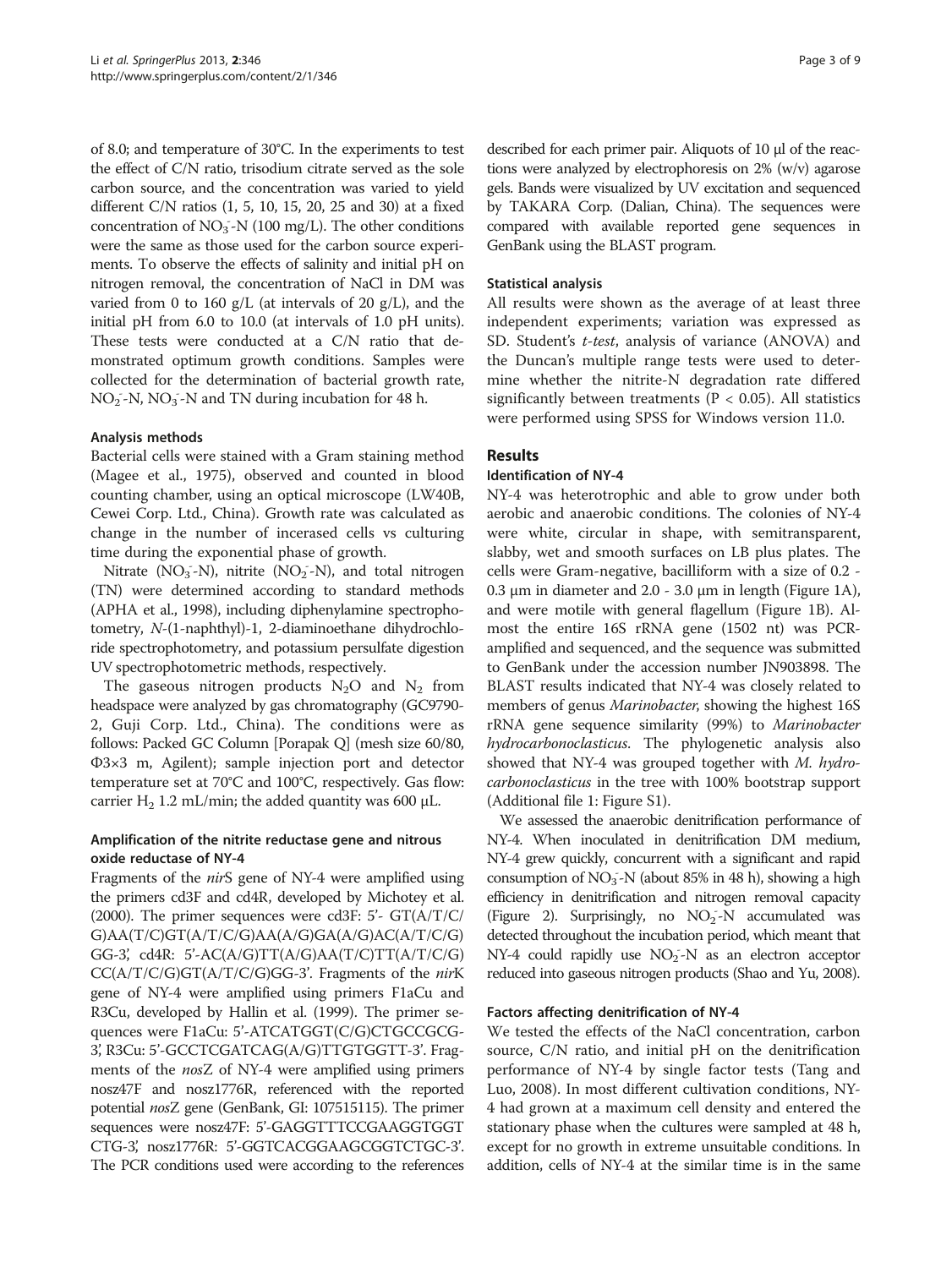of 8.0; and temperature of 30°C. In the experiments to test the effect of C/N ratio, trisodium citrate served as the sole carbon source, and the concentration was varied to yield different C/N ratios (1, 5, 10, 15, 20, 25 and 30) at a fixed concentration of $NO_3^-$-N (100 mg/L). The other conditions were the same as those used for the carbon source experiments. To observe the effects of salinity and initial pH on nitrogen removal, the concentration of NaCl in DM was varied from 0 to 160 g/L (at intervals of 20 g/L), and the initial pH from 6.0 to 10.0 (at intervals of 1.0 pH units). These tests were conducted at a C/N ratio that demonstrated optimum growth conditions. Samples were collected for the determination of bacterial growth rate, $NO_2^-$-N, $NO_3^-$-N and TN during incubation for 48 h.

### Analysis methods

Bacterial cells were stained with a Gram staining method (Magee et al., 1975), observed and counted in blood counting chamber, using an optical microscope (LW40B, Cewei Corp. Ltd., China). Growth rate was calculated as change in the number of incerased cells vs culturing time during the exponential phase of growth.

Nitrate ($NO_3^-$-N), nitrite ($NO_2^-$-N), and total nitrogen (TN) were determined according to standard methods (APHA et al., 1998), including diphenylamine spectrophotometry, N-(1-naphthyl)-1, 2-diaminoethane dihydrochloride spectrophotometry, and potassium persulfate digestion UV spectrophotometric methods, respectively.

The gaseous nitrogen products $N_2O$ and $N_2$ from headspace were analyzed by gas chromatography (GC9790-2, Guji Corp. Ltd., China). The conditions were as follows: Packed GC Column [Porapak Q] (mesh size 60/80, Φ3×3 m, Agilent); sample injection port and detector temperature set at 70°C and 100°C, respectively. Gas flow: carrier $H_2$ 1.2 mL/min; the added quantity was 600 μL.

### Amplification of the nitrite reductase gene and nitrous oxide reductase of NY-4

Fragments of the *nir*S gene of NY-4 were amplified using the primers cd3F and cd4R, developed by Michotey et al. (2000). The primer sequences were cd3F: 5'- GT(A/T/C/G)AA(T/C)GT(A/T/C/G)AA(A/G)GA(A/G)AC(A/T/C/G)GG-3', cd4R: 5'-AC(A/G)TT(A/G)AA(T/C)TT(A/T/C/G)CC(A/T/C/G)GT(A/T/C/G)GG-3'. Fragments of the *nir*K gene of NY-4 were amplified using primers F1aCu and R3Cu, developed by Hallin et al. (1999). The primer sequences were F1aCu: 5'-ATCATGGT(C/G)CTGCCGCG-3', R3Cu: 5'-GCCTCGATCAG(A/G)TTGTGGTT-3'. Fragments of the *nos*Z of NY-4 were amplified using primers nosz47F and nosz1776R, referenced with the reported potential *nos*Z gene (GenBank, GI: 107515115). The primer sequences were nosz47F: 5'-GAGGTTTCCGAAGGTGGTCTG-3', nosz1776R: 5'-GGTCACGGAAGCGGTCTGC-3'. The PCR conditions used were according to the references described for each primer pair. Aliquots of 10 μl of the reactions were analyzed by electrophoresis on 2% (w/v) agarose gels. Bands were visualized by UV excitation and sequenced by TAKARA Corp. (Dalian, China). The sequences were compared with available reported gene sequences in GenBank using the BLAST program.

### Statistical analysis

All results were shown as the average of at least three independent experiments; variation was expressed as SD. Student's *t-test*, analysis of variance (ANOVA) and the Duncan's multiple range tests were used to determine whether the nitrite-N degradation rate differed significantly between treatments ($P < 0.05$). All statistics were performed using SPSS for Windows version 11.0.

## Results

### Identification of NY-4

NY-4 was heterotrophic and able to grow under both aerobic and anaerobic conditions. The colonies of NY-4 were white, circular in shape, with semitransparent, slabby, wet and smooth surfaces on LB plus plates. The cells were Gram-negative, bacilliform with a size of 0.2 - 0.3 μm in diameter and 2.0 - 3.0 μm in length (Figure 1A), and were motile with general flagellum (Figure 1B). Almost the entire 16S rRNA gene (1502 nt) was PCR-amplified and sequenced, and the sequence was submitted to GenBank under the accession number JN903898. The BLAST results indicated that NY-4 was closely related to members of genus *Marinobacter*, showing the highest 16S rRNA gene sequence similarity (99%) to *Marinobacter hydrocarbonoclasticus*. The phylogenetic analysis also showed that NY-4 was grouped together with *M. hydrocarbonoclasticus* in the tree with 100% bootstrap support (Additional file 1: Figure S1).

We assessed the anaerobic denitrification performance of NY-4. When inoculated in denitrification DM medium, NY-4 grew quickly, concurrent with a significant and rapid consumption of $NO_3^-$-N (about 85% in 48 h), showing a high efficiency in denitrification and nitrogen removal capacity (Figure 2). Surprisingly, no $NO_2^-$-N accumulated was detected throughout the incubation period, which meant that NY-4 could rapidly use $NO_2^-$-N as an electron acceptor reduced into gaseous nitrogen products (Shao and Yu, 2008).

### Factors affecting denitrification of NY-4

We tested the effects of the NaCl concentration, carbon source, C/N ratio, and initial pH on the denitrification performance of NY-4 by single factor tests (Tang and Luo, 2008). In most different cultivation conditions, NY-4 had grown at a maximum cell density and entered the stationary phase when the cultures were sampled at 48 h, except for no growth in extreme unsuitable conditions. In addition, cells of NY-4 at the similar time is in the same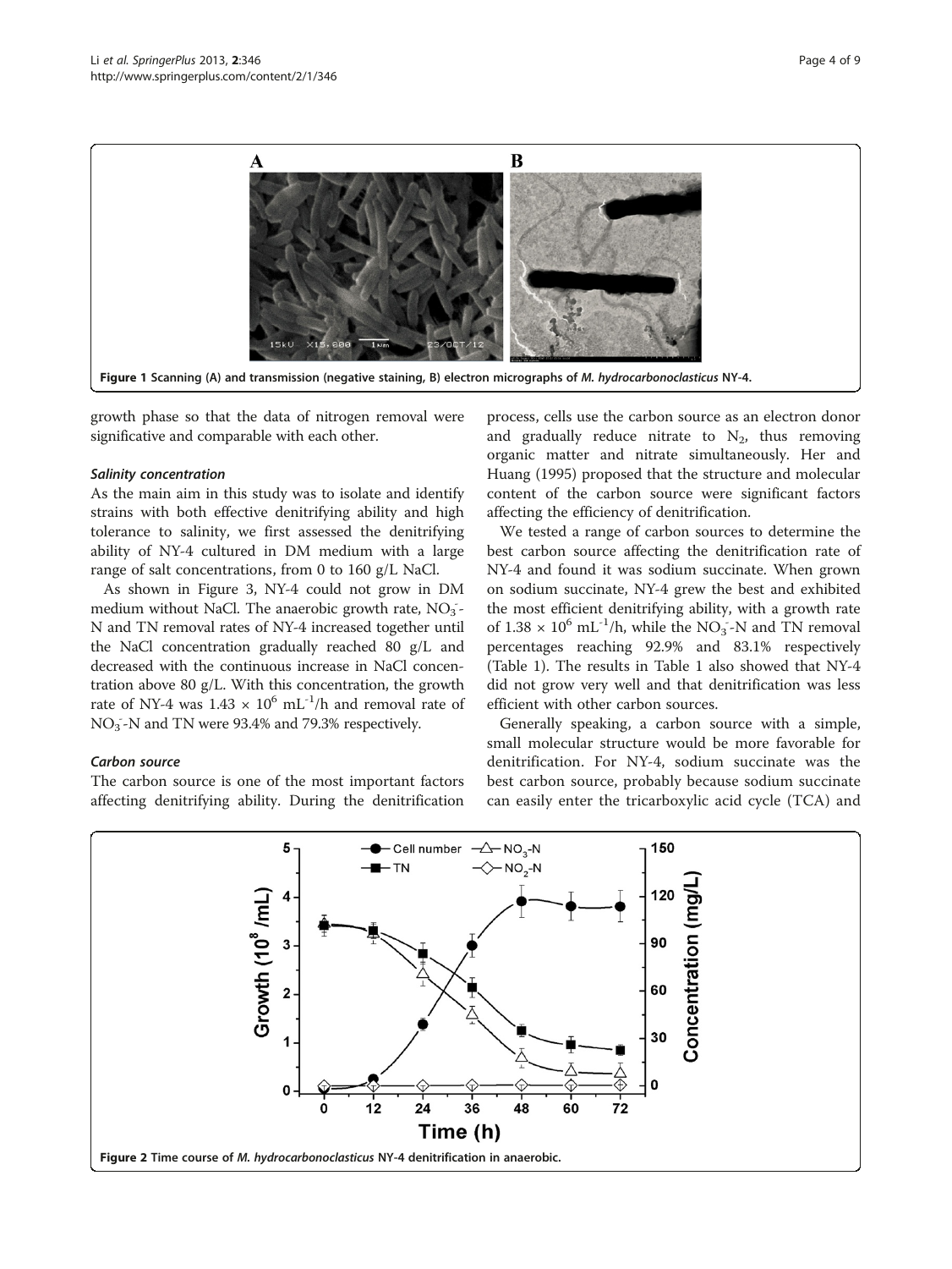Figure 1 Scanning (A) and transmission (negative staining, B) electron micrographs of *M. hydrocarbonoclasticus* NY-4.

growth phase so that the data of nitrogen removal were significative and comparable with each other.

#### *Salinity concentration*

As the main aim in this study was to isolate and identify strains with both effective denitrifying ability and high tolerance to salinity, we first assessed the denitrifying ability of NY-4 cultured in DM medium with a large range of salt concentrations, from 0 to 160 g/L NaCl.

As shown in Figure 3, NY-4 could not grow in DM medium without NaCl. The anaerobic growth rate, $NO_3^-$-N and TN removal rates of NY-4 increased together until the NaCl concentration gradually reached 80 g/L and decreased with the continuous increase in NaCl concentration above 80 g/L. With this concentration, the growth rate of NY-4 was $1.43 \times 10^6$ $mL^{-1}$/h and removal rate of $NO_3^-$-N and TN were 93.4% and 79.3% respectively.

#### *Carbon source*

The carbon source is one of the most important factors affecting denitrifying ability. During the denitrification process, cells use the carbon source as an electron donor and gradually reduce nitrate to $N_2$, thus removing organic matter and nitrate simultaneously. Her and Huang (1995) proposed that the structure and molecular content of the carbon source were significant factors affecting the efficiency of denitrification.

We tested a range of carbon sources to determine the best carbon source affecting the denitrification rate of NY-4 and found it was sodium succinate. When grown on sodium succinate, NY-4 grew the best and exhibited the most efficient denitrifying ability, with a growth rate of $1.38 \times 10^6$ $mL^{-1}$/h, while the $NO_3^-$-N and TN removal percentages reaching 92.9% and 83.1% respectively (Table 1). The results in Table 1 also showed that NY-4 did not grow very well and that denitrification was less efficient with other carbon sources.

Generally speaking, a carbon source with a simple, small molecular structure would be more favorable for denitrification. For NY-4, sodium succinate was the best carbon source, probably because sodium succinate can easily enter the tricarboxylic acid cycle (TCA) and

Figure 2 Time course of *M. hydrocarbonoclasticus* NY-4 denitrification in anaerobic.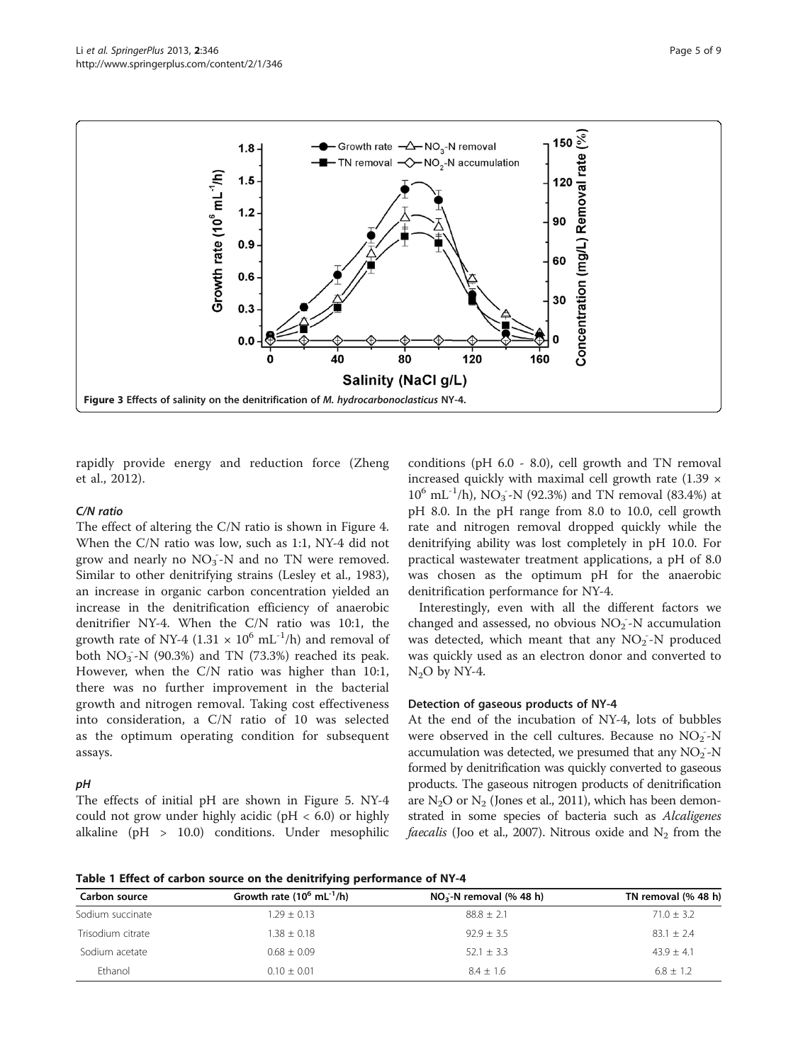Figure 3 Effects of salinity on the denitrification of *M. hydrocarbonoclasticus* NY-4.

rapidly provide energy and reduction force (Zheng et al., 2012).

### *C/N ratio*

The effect of altering the C/N ratio is shown in Figure 4. When the C/N ratio was low, such as 1:1, NY-4 did not grow and nearly no $NO_3^-$-N and no TN were removed. Similar to other denitrifying strains (Lesley et al., 1983), an increase in organic carbon concentration yielded an increase in the denitrification efficiency of anaerobic denitrifier NY-4. When the C/N ratio was 10:1, the growth rate of NY-4 ($1.31 \times 10^6$ $mL^{-1}$/h) and removal of both $NO_3^-$-N (90.3%) and TN (73.3%) reached its peak. However, when the C/N ratio was higher than 10:1, there was no further improvement in the bacterial growth and nitrogen removal. Taking cost effectiveness into consideration, a C/N ratio of 10 was selected as the optimum operating condition for subsequent assays.

### *pH*

The effects of initial pH are shown in Figure 5. NY-4 could not grow under highly acidic (pH < 6.0) or highly alkaline (pH > 10.0) conditions. Under mesophilic conditions (pH 6.0 - 8.0), cell growth and TN removal increased quickly with maximal cell growth rate ($1.39 \times 10^6$ $mL^{-1}$/h), $NO_3^-$-N (92.3%) and TN removal (83.4%) at pH 8.0. In the pH range from 8.0 to 10.0, cell growth rate and nitrogen removal dropped quickly while the denitrifying ability was lost completely in pH 10.0. For practical wastewater treatment applications, a pH of 8.0 was chosen as the optimum pH for the anaerobic denitrification performance for NY-4.

Interestingly, even with all the different factors we changed and assessed, no obvious $NO_2^-$-N accumulation was detected, which meant that any $NO_2^-$-N produced was quickly used as an electron donor and converted to $N_2O$ by NY-4.

### Detection of gaseous products of NY-4

At the end of the incubation of NY-4, lots of bubbles were observed in the cell cultures. Because no $NO_2^-$-N accumulation was detected, we presumed that any $NO_2^-$-N formed by denitrification was quickly converted to gaseous products. The gaseous nitrogen products of denitrification are $N_2O$ or $N_2$ (Jones et al., 2011), which has been demonstrated in some species of bacteria such as *Alcaligenes faecalis* (Joo et al., 2007). Nitrous oxide and $N_2$ from the

**Table 1 Effect of carbon source on the denitrifying performance of NY-4**

| Carbon source | Growth rate ($10^6$ $mL^{-1}$/h) | $NO_3^-$-N removal (% 48 h) | TN removal (% 48 h) |
| --- | --- | --- | --- |
| Sodium succinate | 1.29 ± 0.13 | 88.8 ± 2.1 | 71.0 ± 3.2 |
| Trisodium citrate | 1.38 ± 0.18 | 92.9 ± 3.5 | 83.1 ± 2.4 |
| Sodium acetate | 0.68 ± 0.09 | 52.1 ± 3.3 | 43.9 ± 4.1 |
| Ethanol | 0.10 ± 0.01 | 8.4 ± 1.6 | 6.8 ± 1.2 |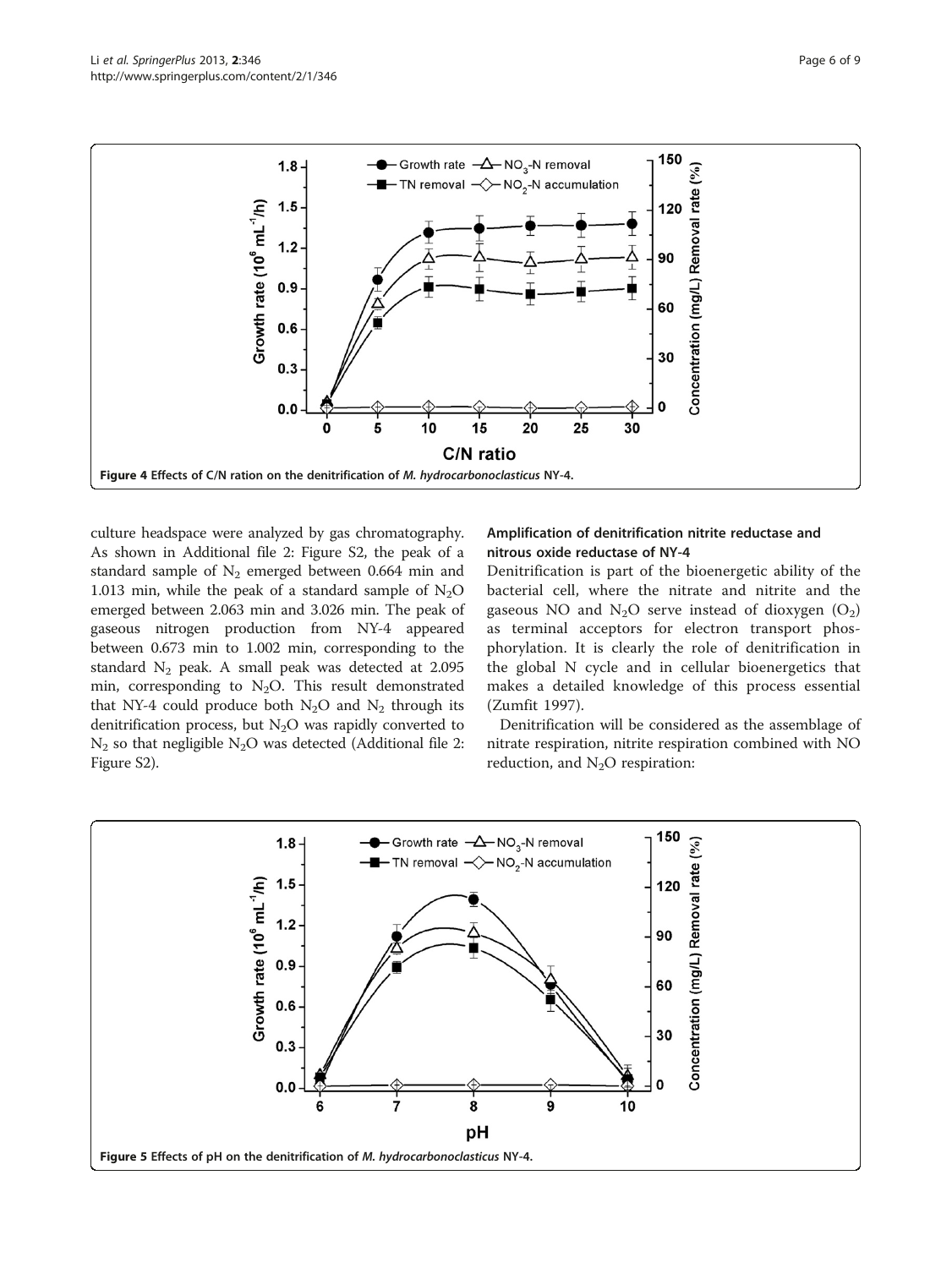Figure 4 Effects of C/N ration on the denitrification of *M. hydrocarbonoclasticus* NY-4.

culture headspace were analyzed by gas chromatography. As shown in Additional file 2: Figure S2, the peak of a standard sample of $N_2$ emerged between 0.664 min and 1.013 min, while the peak of a standard sample of $N_2O$ emerged between 2.063 min and 3.026 min. The peak of gaseous nitrogen production from NY-4 appeared between 0.673 min to 1.002 min, corresponding to the standard $N_2$ peak. A small peak was detected at 2.095 min, corresponding to $N_2O$. This result demonstrated that NY-4 could produce both $N_2O$ and $N_2$ through its denitrification process, but $N_2O$ was rapidly converted to $N_2$ so that negligible $N_2O$ was detected (Additional file 2: Figure S2).

### Amplification of denitrification nitrite reductase and nitrous oxide reductase of NY-4

Denitrification is part of the bioenergetic ability of the bacterial cell, where the nitrate and nitrite and the gaseous NO and $N_2O$ serve instead of dioxygen ($O_2$) as terminal acceptors for electron transport phosphorylation. It is clearly the role of denitrification in the global N cycle and in cellular bioenergetics that makes a detailed knowledge of this process essential (Zumfit 1997).

Denitrification will be considered as the assemblage of nitrate respiration, nitrite respiration combined with NO reduction, and $N_2O$ respiration:

Figure 5 Effects of pH on the denitrification of *M. hydrocarbonoclasticus* NY-4.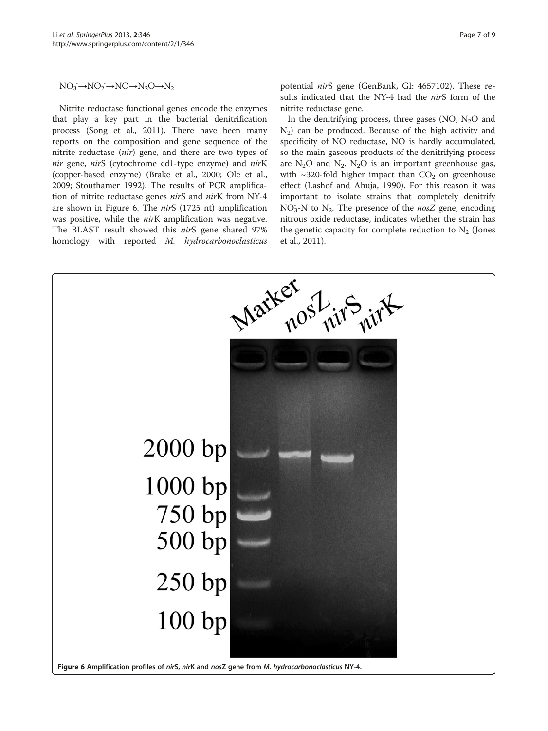$NO_3^- \rightarrow NO_2^- \rightarrow NO \rightarrow N_2O \rightarrow N_2$

Nitrite reductase functional genes encode the enzymes that play a key part in the bacterial denitrification process (Song et al., 2011). There have been many reports on the composition and gene sequence of the nitrite reductase (*nir*) gene, and there are two types of *nir* gene, *nir*S (cytochrome cd1-type enzyme) and *nir*K (copper-based enzyme) (Brake et al., 2000; Ole et al., 2009; Stouthamer 1992). The results of PCR amplification of nitrite reductase genes *nir*S and *nir*K from NY-4 are shown in Figure 6. The *nir*S (1725 nt) amplification was positive, while the *nir*K amplification was negative. The BLAST result showed this *nir*S gene shared 97% homology with reported *M. hydrocarbonoclasticus* potential *nir*S gene (GenBank, GI: 4657102). These results indicated that the NY-4 had the *nir*S form of the nitrite reductase gene.

In the denitrifying process, three gases (NO, $N_2O$ and $N_2$) can be produced. Because of the high activity and specificity of NO reductase, NO is hardly accumulated, so the main gaseous products of the denitrifying process are $N_2O$ and $N_2$. $N_2O$ is an important greenhouse gas, with ~320-fold higher impact than $CO_2$ on greenhouse effect (Lashof and Ahuja, 1990). For this reason it was important to isolate strains that completely denitrify $NO_3^-$-N to $N_2$. The presence of the *nosZ* gene, encoding nitrous oxide reductase, indicates whether the strain has the genetic capacity for complete reduction to $N_2$ (Jones et al., 2011).

**Figure 6 Amplification profiles of *nir*S, *nir*K and *nos*Z gene from *M. hydrocarbonoclasticus* NY-4.**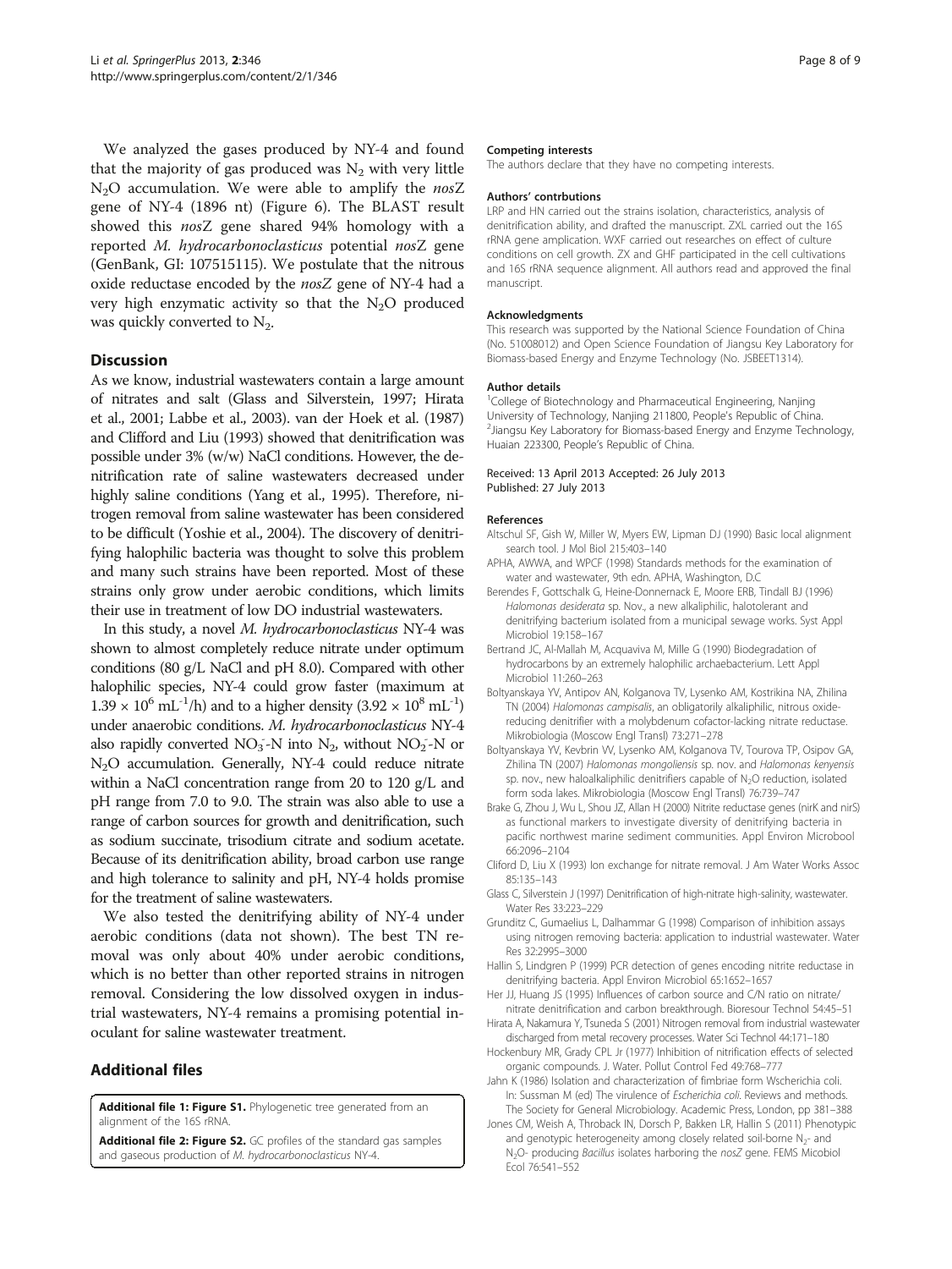We analyzed the gases produced by NY-4 and found that the majority of gas produced was $N_2$ with very little $N_2O$ accumulation. We were able to amplify the *nos*Z gene of NY-4 (1896 nt) (Figure 6). The BLAST result showed this *nos*Z gene shared 94% homology with a reported *M. hydrocarbonoclasticus* potential *nos*Z gene (GenBank, GI: 107515115). We postulate that the nitrous oxide reductase encoded by the *nosZ* gene of NY-4 had a very high enzymatic activity so that the $N_2O$ produced was quickly converted to $N_2$.

## Discussion

As we know, industrial wastewaters contain a large amount of nitrates and salt (Glass and Silverstein, 1997; Hirata et al., 2001; Labbe et al., 2003). van der Hoek et al. (1987) and Clifford and Liu (1993) showed that denitrification was possible under 3% (w/w) NaCl conditions. However, the denitrification rate of saline wastewaters decreased under highly saline conditions (Yang et al., 1995). Therefore, nitrogen removal from saline wastewater has been considered to be difficult (Yoshie et al., 2004). The discovery of denitrifying halophilic bacteria was thought to solve this problem and many such strains have been reported. Most of these strains only grow under aerobic conditions, which limits their use in treatment of low DO industrial wastewaters.

In this study, a novel *M. hydrocarbonoclasticus* NY-4 was shown to almost completely reduce nitrate under optimum conditions (80 g/L NaCl and pH 8.0). Compared with other halophilic species, NY-4 could grow faster (maximum at $1.39 \times 10^6$ $mL^{-1}$/h) and to a higher density ($3.92 \times 10^8$ $mL^{-1}$) under anaerobic conditions. *M. hydrocarbonoclasticus* NY-4 also rapidly converted $NO_3^-$-N into $N_2$, without $NO_2^-$-N or $N_2O$ accumulation. Generally, NY-4 could reduce nitrate within a NaCl concentration range from 20 to 120 g/L and pH range from 7.0 to 9.0. The strain was also able to use a range of carbon sources for growth and denitrification, such as sodium succinate, trisodium citrate and sodium acetate. Because of its denitrification ability, broad carbon use range and high tolerance to salinity and pH, NY-4 holds promise for the treatment of saline wastewaters.

We also tested the denitrifying ability of NY-4 under aerobic conditions (data not shown). The best TN removal was only about 40% under aerobic conditions, which is no better than other reported strains in nitrogen removal. Considering the low dissolved oxygen in industrial wastewaters, NY-4 remains a promising potential inoculant for saline wastewater treatment.

## Additional files

**Additional file 1: Figure S1.** Phylogenetic tree generated from an alignment of the 16S rRNA.

**Additional file 2: Figure S2.** GC profiles of the standard gas samples and gaseous production of *M. hydrocarbonoclasticus* NY-4.

#### Competing interests

The authors declare that they have no competing interests.

#### Authors' contrbutions

LRP and HN carried out the strains isolation, characteristics, analysis of denitrification ability, and drafted the manuscript. ZXL carried out the 16S rRNA gene amplication. WXF carried out researches on effect of culture conditions on cell growth. ZX and GHF participated in the cell cultivations and 16S rRNA sequence alignment. All authors read and approved the final manuscript.

#### Acknowledgments

This research was supported by the National Science Foundation of China (No. 51008012) and Open Science Foundation of Jiangsu Key Laboratory for Biomass-based Energy and Enzyme Technology (No. JSBEET1314).

#### Author details

[1]College of Biotechnology and Pharmaceutical Engineering, Nanjing University of Technology, Nanjing 211800, People's Republic of China. [2]Jiangsu Key Laboratory for Biomass-based Energy and Enzyme Technology, Huaian 223300, People's Republic of China.

Received: 13 April 2013 Accepted: 26 July 2013
Published: 27 July 2013

#### References

Altschul SF, Gish W, Miller W, Myers EW, Lipman DJ (1990) Basic local alignment search tool. J Mol Biol 215:403–140

APHA, AWWA, and WPCF (1998) Standards methods for the examination of water and wastewater, 9th edn. APHA, Washington, D.C

Berendes F, Gottschalk G, Heine-Donnernack E, Moore ERB, Tindall BJ (1996) *Halomonas desiderata* sp. Nov., a new alkaliphilic, halotolerant and denitrifying bacterium isolated from a municipal sewage works. Syst Appl Microbiol 19:158–167

Bertrand JC, Al-Mallah M, Acquaviva M, Mille G (1990) Biodegradation of hydrocarbons by an extremely halophilic archaebacterium. Lett Appl Microbiol 11:260–263

Boltyanskaya YV, Antipov AN, Kolganova TV, Lysenko AM, Kostrikina NA, Zhilina TN (2004) *Halomonas campisalis*, an obligatorily alkaliphilic, nitrous oxide-reducing denitrifier with a molybdenum cofactor-lacking nitrate reductase. Mikrobiologia (Moscow Engl Transl) 73:271–278

Boltyanskaya YV, Kevbrin VV, Lysenko AM, Kolganova TV, Tourova TP, Osipov GA, Zhilina TN (2007) *Halomonas mongoliensis* sp. nov. and *Halomonas kenyensis* sp. nov., new haloalkaliphilic denitrifiers capable of $N_2O$ reduction, isolated form soda lakes. Mikrobiologia (Moscow Engl Transl) 76:739–747

Brake G, Zhou J, Wu L, Shou JZ, Allan H (2000) Nitrite reductase genes (nirK and nirS) as functional markers to investigate diversity of denitrifying bacteria in pacific northwest marine sediment communities. Appl Environ Microbool 66:2096–2104

Cliford D, Liu X (1993) Ion exchange for nitrate removal. J Am Water Works Assoc 85:135–143

Glass C, Silverstein J (1997) Denitrification of high-nitrate high-salinity, wastewater. Water Res 33:223–229

Grunditz C, Gumaelius L, Dalhammar G (1998) Comparison of inhibition assays using nitrogen removing bacteria: application to industrial wastewater. Water Res 32:2995–3000

Hallin S, Lindgren P (1999) PCR detection of genes encoding nitrite reductase in denitrifying bacteria. Appl Environ Microbiol 65:1652–1657

Her JJ, Huang JS (1995) Influences of carbon source and C/N ratio on nitrate/nitrite denitrification and carbon breakthrough. Bioresour Technol 54:45–51

Hirata A, Nakamura Y, Tsuneda S (2001) Nitrogen removal from industrial wastewater discharged from metal recovery processes. Water Sci Technol 44:171–180

Hockenbury MR, Grady CPL Jr (1977) Inhibition of nitrification effects of selected organic compounds. J. Water. Pollut Control Fed 49:768–777

Jahn K (1986) Isolation and characterization of fimbriae form Wscherichia coli. In: Sussman M (ed) The virulence of *Escherichia coli*. Reviews and methods. The Society for General Microbiology. Academic Press, London, pp 381–388

Jones CM, Weish A, Throback IN, Dorsch P, Bakken LR, Hallin S (2011) Phenotypic and genotypic heterogeneity among closely related soil-borne $N_2$- and $N_2O$- producing *Bacillus* isolates harboring the *nosZ* gene. FEMS Micobiol Ecol 76:541–552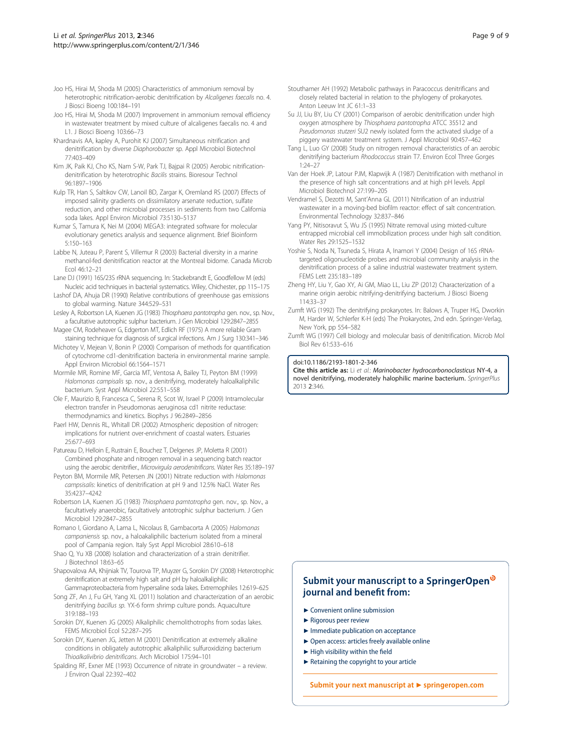Joo HS, Hirai M, Shoda M (2005) Characteristics of ammonium removal by heterotrophic nitrification-aerobic denitrification by *Alcaligenes faecalis* no. 4. J Biosci Bioeng 100:184–191

Joo HS, Hirai M, Shoda M (2007) Improvement in ammonium removal efficiency in wastewater treatment by mixed culture of alcaligenes faecalis no. 4 and L1. J Biosci Bioeng 103:66–73

Khardnavis AA, kapley A, Purohit KJ (2007) Simultaneous nitrification and denitrification by diverse *Diaphorobacter* sp. Appl Microbiol Biotechnol 77:403–409

Kim JK, Paik KJ, Cho KS, Nam S-W, Park TJ, Bajpai R (2005) Aerobic nitrification-denitrification by heterotrophic *Bacilis* strains. Bioresour Technol 96:1897–1906

Kulp TR, Han S, Saltikov CW, Lanoil BD, Zargar K, Oremland RS (2007) Effects of imposed salinity gradients on dissimilatory arsenate reduction, sulfate reduction, and other microbial processes in sediments from two California soda lakes. Appl Environ Microbiol 73:5130–5137

Kumar S, Tamura K, Nei M (2004) MEGA3: integrated software for molecular evolutionary genetics analysis and sequence alignment. Brief Bioinform 5:150–163

Labbe N, Juteau P, Parent S, Villemur R (2003) Bacterial diversity in a marine methanol-fed denitrification reactor at the Montreal bidome. Canada Microb Ecol 46:12–21

Lane DJ (1991) 16S/23S rRNA sequencing. In: Stackebrandt E, Goodfellow M (eds) Nucleic acid techniques in bacterial systematics. Wiley, Chichester, pp 115–175

Lashof DA, Ahuja DR (1990) Relative contributions of greenhouse gas emissions to global warming. Nature 344:529–531

Lesley A, Robertson LA, Kuenen JG (1983) *Thiosphaera pantotropha* gen. nov., sp. Nov., a facultative autotrophic sulphur bacterium. J Gen Microbiol 129:2847–2855

Magee CM, Rodeheaver G, Edgerton MT, Edlich RF (1975) A more reliable Gram staining technique for diagnosis of surgical infections. Am J Surg 130:341–346

Michotey V, Mejean V, Bonin P (2000) Comparison of methods for quantification of cytochrome cd1-denitrification bacteria in environmental marine sample. Appl Environ Microbiol 66:1564–1571

Mormile MR, Romine MF, Garcia MT, Ventosa A, Bailey TJ, Peyton BM (1999) *Halomonas campisalis* sp. nov., a denitrifying, moderately haloalkaliphilic bacterium. Syst Appl Microbiol 22:551–558

Ole F, Maurizio B, Francesca C, Serena R, Scot W, Israel P (2009) Intramolecular electron transfer in Pseudomonas aeruginosa cd1 nitrite reductase: thermodynamics and kinetics. Biophys J 96:2849–2856

Paerl HW, Dennis RL, Whitall DR (2002) Atmospheric deposition of nitrogen: implications for nutrient over-enrichment of coastal waters. Estuaries 25:677–693

Patureau D, Helloin E, Rustrain E, Bouchez T, Delgenes JP, Moletta R (2001) Combined phosphate and nitrogen removal in a sequencing batch reactor using the aerobic denitrifier, *Microvirgula aerodenitrificans*. Water Res 35:189–197

Peyton BM, Mormile MR, Petersen JN (2001) Nitrate reduction with *Halomonas campsisalis*: kinetics of denitrification at pH 9 and 12.5% NaCl. Water Res 35:4237–4242

Robertson LA, Kuenen JG (1983) *Thiosphaera pamtotropha* gen. nov., sp. Nov., a facultatively anaerobic, facultatively antotrophic sulphur bacterium. J Gen Microbiol 129:2847–2855

Romano I, Giordano A, Lama L, Nicolaus B, Gambacorta A (2005) *Halomonas campaniensis* sp. nov., a haloakaliphilic bacterium isolated from a mineral pool of Campania region. Italy Syst Appl Microbiol 28:610–618

Shao Q, Yu XB (2008) Isolation and characterization of a strain denitrifier. J Biotechnol 18:63–65

Shapovalova AA, Khijniak TV, Tourova TP, Muyzer G, Sorokin DY (2008) Heterotrophic denitrification at extremely high salt and pH by haloalkaliphilic Gammaproteobacteria from hypersaline soda lakes. Extremophiles 12:619–625

Song ZF, An J, Fu GH, Yang XL (2011) Isolation and characterization of an aerobic denitrifying *bacillus sp.* YX-6 form shrimp culture ponds. Aquaculture 319:188–193

Sorokin DY, Kuenen JG (2005) Alkaliphilic chemolithotrophs from sodas lakes. FEMS Microbiol Ecol 52:287–295

Sorokin DY, Kuenen JG, Jetten M (2001) Denitrification at extremely alkaline conditions in obligately autotrophic alkaliphilic sulfuroxidizing bacterium *Thioalkalivibrio denitrificans*. Arch Microbiol 175:94–101

Spalding RF, Exner ME (1993) Occurrence of nitrate in groundwater – a review. J Environ Qual 22:392–402

Stouthamer AH (1992) Metabolic pathways in Paracoccus denitrificans and closely related bacterial in relation to the phylogeny of prokaryotes. Anton Leeuw Int JC 61:1–33

Su JJ, Liu BY, Liu CY (2001) Comparison of aerobic denitrification under high oxygen atmosphere by *Thiosphaera pantotropha* ATCC 35512 and *Pseudomonas stutzeri* SU2 newly isolated form the activated sludge of a piggery wastewater treatment system. J Appl Microbiol 90:457–462

Tang L, Luo GY (2008) Study on nitrogen removal characteristics of an aerobic denitrifying bacterium *Rhodococcus* strain T7. Environ Ecol Three Gorges 1:24–27

Van der Hoek JP, Latour PJM, Klapwijk A (1987) Denitrification with methanol in the presence of high salt concentrations and at high pH levels. Appl Microbiol Biotechnol 27:199–205

Vendramel S, Dezotti M, Sant'Anna GL (2011) Nitrification of an industrial wastewater in a moving-bed biofilm reactor: effect of salt concentration. Environmental Technology 32:837–846

Yang PY, Nitisoravut S, Wu JS (1995) Nitrate removal using mixted-culture entrapped microbial cell immobilization process under high salt condition. Water Res 29:1525–1532

Yoshie S, Noda N, Tsuneda S, Hirata A, Inamori Y (2004) Design of 16S rRNA-targeted oligonucleotide probes and microbial community analysis in the denitrification process of a saline industrial wastewater treatment system. FEMS Lett 235:183–189

Zheng HY, Liu Y, Gao XY, Ai GM, Miao LL, Liu ZP (2012) Characterization of a marine origin aerobic nitrifying-denitrifying bacterium. J Biosci Bioeng 114:33–37

Zumft WG (1992) The denitrifying prokaryotes. In: Balows A, Truper HG, Dworkin M, Harder W, Schlerfer K-H (eds) The Prokaryotes, 2nd edn. Springer-Verlag, New York, pp 554–582

Zumft WG (1997) Cell biology and molecular basis of denitrification. Microb Mol Biol Rev 61:533–616

doi:10.1186/2193-1801-2-346

**Cite this article as:** Li *et al.*: *Marinobacter hydrocarbonoclasticus* NY-4, a novel denitrifying, moderately halophilic marine bacterium. *SpringerPlus* 2013 **2**:346.

**Submit your manuscript to a SpringerOpen journal and benefit from:**

- ► Convenient online submission
- ► Rigorous peer review
- ► Immediate publication on acceptance
- ► Open access: articles freely available online
- ► High visibility within the field
- ► Retaining the copyright to your article

**Submit your next manuscript at ► springeropen.com**